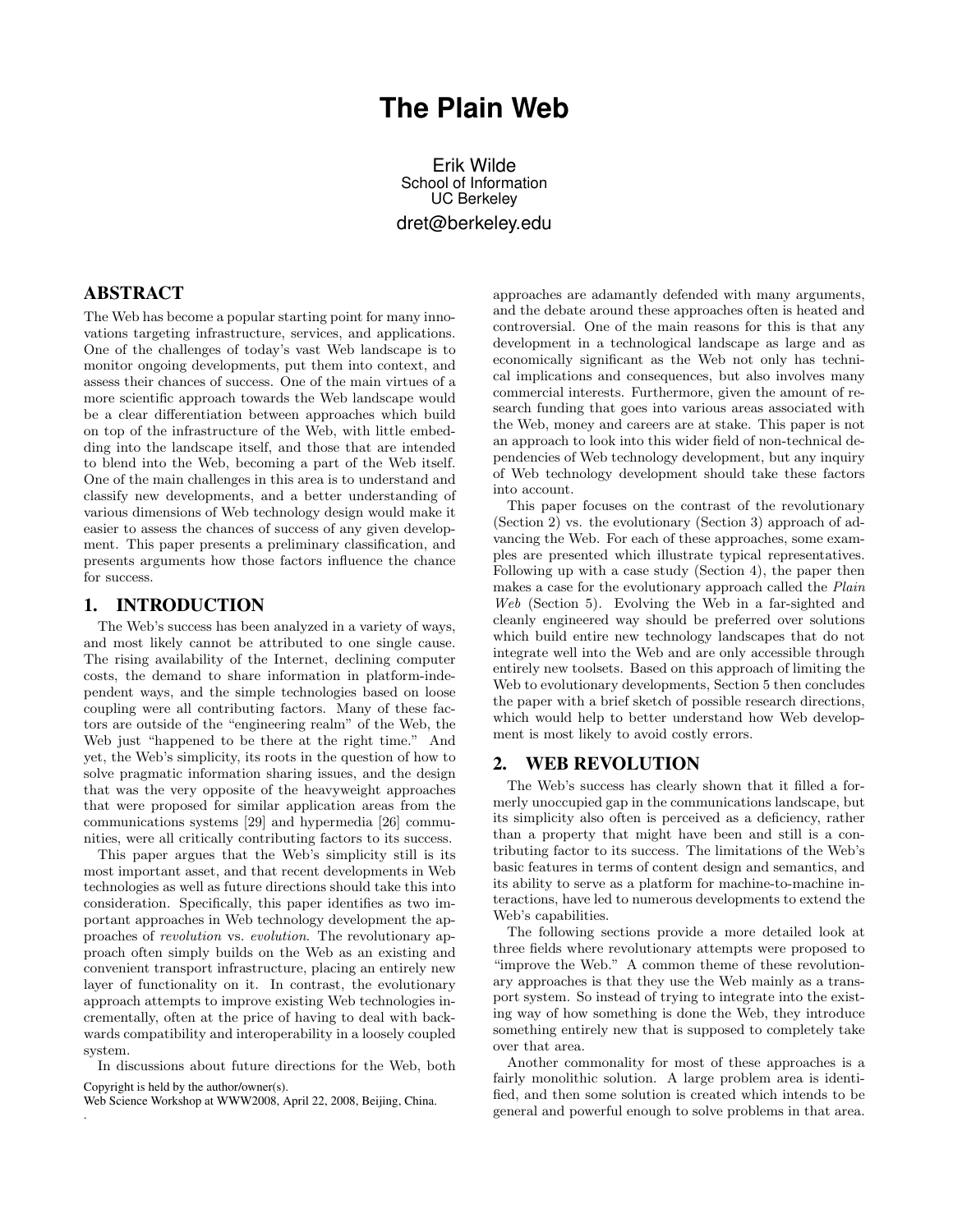# The Plain Web

Erik Wilde
School of Information
UC Berkeley
dret@berkeley.edu

## ABSTRACT

The Web has become a popular starting point for many innovations targeting infrastructure, services, and applications. One of the challenges of today's vast Web landscape is to monitor ongoing developments, put them into context, and assess their chances of success. One of the main virtues of a more scientific approach towards the Web landscape would be a clear differentiation between approaches which build on top of the infrastructure of the Web, with little embedding into the landscape itself, and those that are intended to blend into the Web, becoming a part of the Web itself. One of the main challenges in this area is to understand and classify new developments, and a better understanding of various dimensions of Web technology design would make it easier to assess the chances of success of any given development. This paper presents a preliminary classification, and presents arguments how those factors influence the chance for success.

## 1. INTRODUCTION

The Web's success has been analyzed in a variety of ways, and most likely cannot be attributed to one single cause. The rising availability of the Internet, declining computer costs, the demand to share information in platform-independent ways, and the simple technologies based on loose coupling were all contributing factors. Many of these factors are outside of the "engineering realm" of the Web, the Web just "happened to be there at the right time." And yet, the Web's simplicity, its roots in the question of how to solve pragmatic information sharing issues, and the design that was the very opposite of the heavyweight approaches that were proposed for similar application areas from the communications systems [29] and hypermedia [26] communities, were all critically contributing factors to its success.

This paper argues that the Web's simplicity still is its most important asset, and that recent developments in Web technologies as well as future directions should take this into consideration. Specifically, this paper identifies as two important approaches in Web technology development the approaches of *revolution* vs. *evolution*. The revolutionary approach often simply builds on the Web as an existing and convenient transport infrastructure, placing an entirely new layer of functionality on it. In contrast, the evolutionary approach attempts to improve existing Web technologies incrementally, often at the price of having to deal with backwards compatibility and interoperability in a loosely coupled system.

In discussions about future directions for the Web, both approaches are adamantly defended with many arguments, and the debate around these approaches often is heated and controversial. One of the main reasons for this is that any development in a technological landscape as large and as economically significant as the Web not only has technical implications and consequences, but also involves many commercial interests. Furthermore, given the amount of research funding that goes into various areas associated with the Web, money and careers are at stake. This paper is not an approach to look into this wider field of non-technical dependencies of Web technology development, but any inquiry of Web technology development should take these factors into account.

This paper focuses on the contrast of the revolutionary (Section 2) vs. the evolutionary (Section 3) approach of advancing the Web. For each of these approaches, some examples are presented which illustrate typical representatives. Following up with a case study (Section 4), the paper then makes a case for the evolutionary approach called the *Plain Web* (Section 5). Evolving the Web in a far-sighted and cleanly engineered way should be preferred over solutions which build entire new technology landscapes that do not integrate well into the Web and are only accessible through entirely new toolsets. Based on this approach of limiting the Web to evolutionary developments, Section 5 then concludes the paper with a brief sketch of possible research directions, which would help to better understand how Web development is most likely to avoid costly errors.

## 2. WEB REVOLUTION

The Web's success has clearly shown that it filled a formerly unoccupied gap in the communications landscape, but its simplicity also often is perceived as a deficiency, rather than a property that might have been and still is a contributing factor to its success. The limitations of the Web's basic features in terms of content design and semantics, and its ability to serve as a platform for machine-to-machine interactions, have led to numerous developments to extend the Web's capabilities.

The following sections provide a more detailed look at three fields where revolutionary attempts were proposed to "improve the Web." A common theme of these revolutionary approaches is that they use the Web mainly as a transport system. So instead of trying to integrate into the existing way of how something is done the Web, they introduce something entirely new that is supposed to completely take over that area.

Another commonality for most of these approaches is a fairly monolithic solution. A large problem area is identified, and then some solution is created which intends to be general and powerful enough to solve problems in that area.

Copyright is held by the author/owner(s).
Web Science Workshop at WWW2008, April 22, 2008, Beijing, China.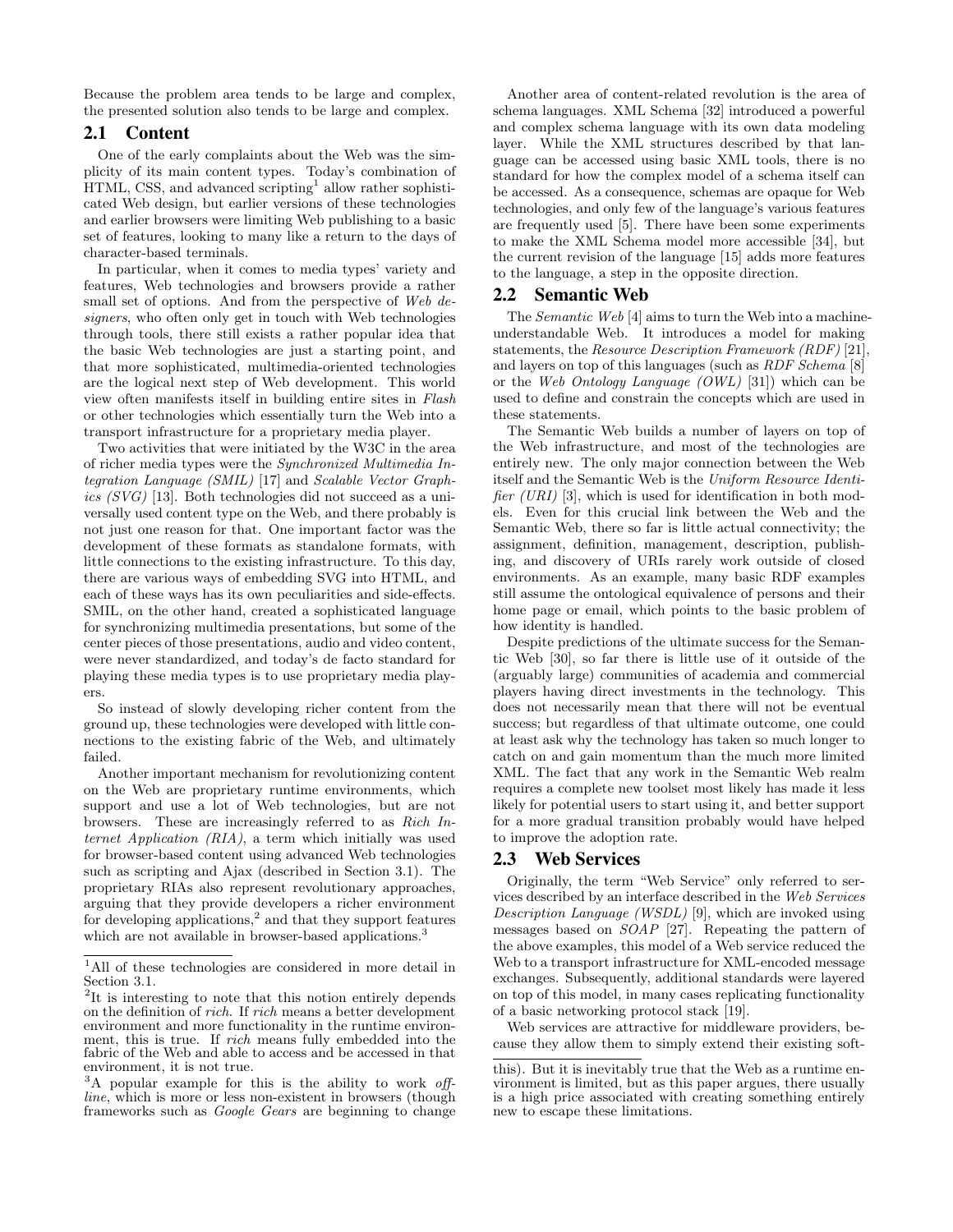Because the problem area tends to be large and complex, the presented solution also tends to be large and complex.

## 2.1 Content

One of the early complaints about the Web was the simplicity of its main content types. Today's combination of HTML, CSS, and advanced scripting[1] allow rather sophisticated Web design, but earlier versions of these technologies and earlier browsers were limiting Web publishing to a basic set of features, looking to many like a return to the days of character-based terminals.

In particular, when it comes to media types' variety and features, Web technologies and browsers provide a rather small set of options. And from the perspective of *Web designers*, who often only get in touch with Web technologies through tools, there still exists a rather popular idea that the basic Web technologies are just a starting point, and that more sophisticated, multimedia-oriented technologies are the logical next step of Web development. This world view often manifests itself in building entire sites in *Flash* or other technologies which essentially turn the Web into a transport infrastructure for a proprietary media player.

Two activities that were initiated by the W3C in the area of richer media types were the *Synchronized Multimedia Integration Language (SMIL)* [17] and *Scalable Vector Graphics (SVG)* [13]. Both technologies did not succeed as a universally used content type on the Web, and there probably is not just one reason for that. One important factor was the development of these formats as standalone formats, with little connections to the existing infrastructure. To this day, there are various ways of embedding SVG into HTML, and each of these ways has its own peculiarities and side-effects. SMIL, on the other hand, created a sophisticated language for synchronizing multimedia presentations, but some of the center pieces of those presentations, audio and video content, were never standardized, and today's de facto standard for playing these media types is to use proprietary media players.

So instead of slowly developing richer content from the ground up, these technologies were developed with little connections to the existing fabric of the Web, and ultimately failed.

Another important mechanism for revolutionizing content on the Web are proprietary runtime environments, which support and use a lot of Web technologies, but are not browsers. These are increasingly referred to as *Rich Internet Application (RIA)*, a term which initially was used for browser-based content using advanced Web technologies such as scripting and Ajax (described in Section 3.1). The proprietary RIAs also represent revolutionary approaches, arguing that they provide developers a richer environment for developing applications,[2] and that they support features which are not available in browser-based applications.[3]

Another area of content-related revolution is the area of schema languages. XML Schema [32] introduced a powerful and complex schema language with its own data modeling layer. While the XML structures described by that language can be accessed using basic XML tools, there is no standard for how the complex model of a schema itself can be accessed. As a consequence, schemas are opaque for Web technologies, and only few of the language's various features are frequently used [5]. There have been some experiments to make the XML Schema model more accessible [34], but the current revision of the language [15] adds more features to the language, a step in the opposite direction.

## 2.2 Semantic Web

The *Semantic Web* [4] aims to turn the Web into a machine-understandable Web. It introduces a model for making statements, the *Resource Description Framework (RDF)* [21], and layers on top of this languages (such as *RDF Schema* [8] or the *Web Ontology Language (OWL)* [31]) which can be used to define and constrain the concepts which are used in these statements.

The Semantic Web builds a number of layers on top of the Web infrastructure, and most of the technologies are entirely new. The only major connection between the Web itself and the Semantic Web is the *Uniform Resource Identifier (URI)* [3], which is used for identification in both models. Even for this crucial link between the Web and the Semantic Web, there so far is little actual connectivity; the assignment, definition, management, description, publishing, and discovery of URIs rarely work outside of closed environments. As an example, many basic RDF examples still assume the ontological equivalence of persons and their home page or email, which points to the basic problem of how identity is handled.

Despite predictions of the ultimate success for the Semantic Web [30], so far there is little use of it outside of the (arguably large) communities of academia and commercial players having direct investments in the technology. This does not necessarily mean that there will not be eventual success; but regardless of that ultimate outcome, one could at least ask why the technology has taken so much longer to catch on and gain momentum than the much more limited XML. The fact that any work in the Semantic Web realm requires a complete new toolset most likely has made it less likely for potential users to start using it, and better support for a more gradual transition probably would have helped to improve the adoption rate.

## 2.3 Web Services

Originally, the term "Web Service" only referred to services described by an interface described in the *Web Services Description Language (WSDL)* [9], which are invoked using messages based on *SOAP* [27]. Repeating the pattern of the above examples, this model of a Web service reduced the Web to a transport infrastructure for XML-encoded message exchanges. Subsequently, additional standards were layered on top of this model, in many cases replicating functionality of a basic networking protocol stack [19].

Web services are attractive for middleware providers, because they allow them to simply extend their existing soft-

---

[1] All of these technologies are considered in more detail in Section 3.1.

[2] It is interesting to note that this notion entirely depends on the definition of *rich*. If *rich* means a better development environment and more functionality in the runtime environment, this is true. If *rich* means fully embedded into the fabric of the Web and able to access and be accessed in that environment, it is not true.

[3] A popular example for this is the ability to work *offline*, which is more or less non-existent in browsers (though frameworks such as *Google Gears* are beginning to change this). But it is inevitably true that the Web as a runtime environment is limited, but as this paper argues, there usually is a high price associated with creating something entirely new to escape these limitations.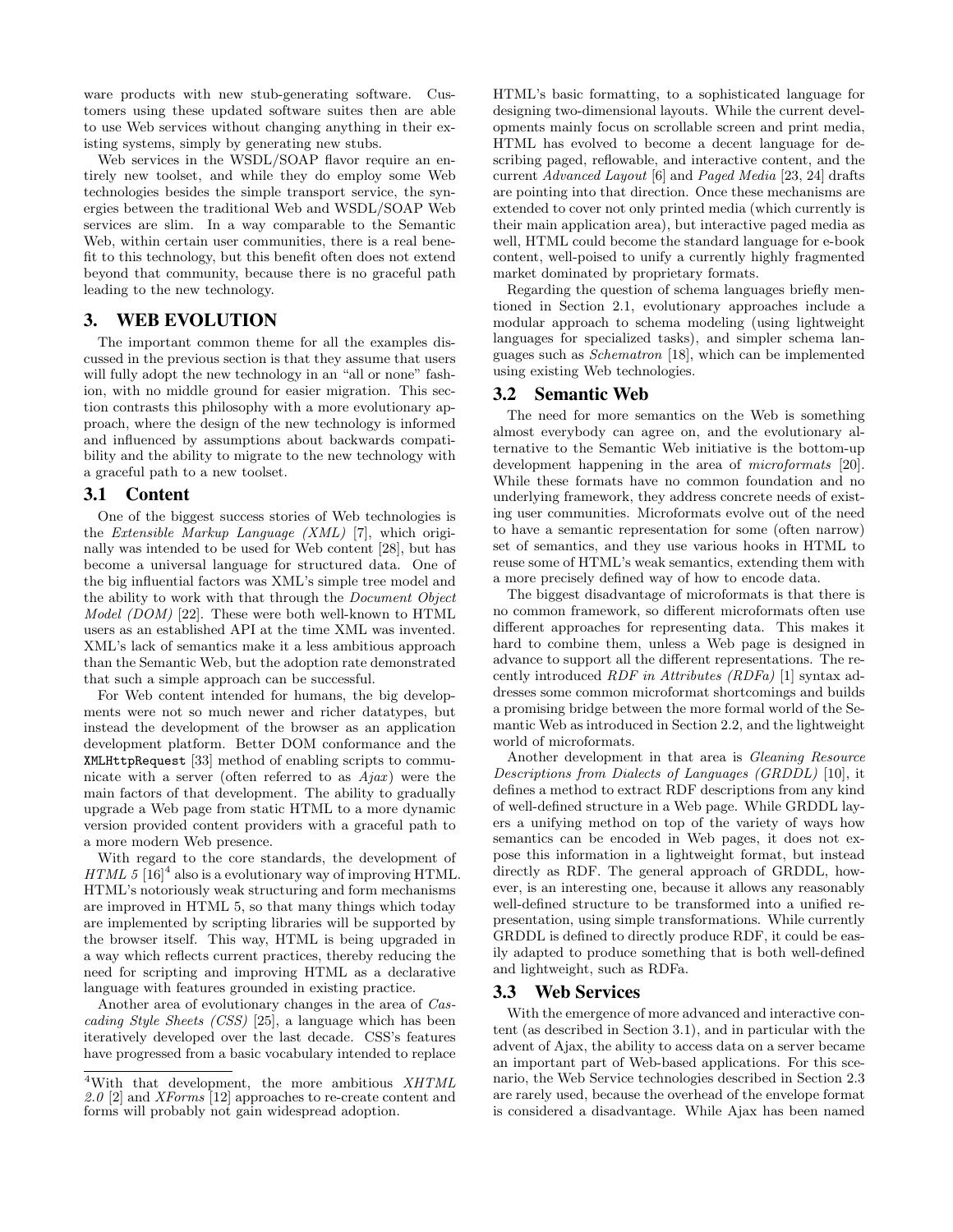ware products with new stub-generating software. Customers using these updated software suites then are able to use Web services without changing anything in their existing systems, simply by generating new stubs.

Web services in the WSDL/SOAP flavor require an entirely new toolset, and while they do employ some Web technologies besides the simple transport service, the synergies between the traditional Web and WSDL/SOAP Web services are slim. In a way comparable to the Semantic Web, within certain user communities, there is a real benefit to this technology, but this benefit often does not extend beyond that community, because there is no graceful path leading to the new technology.

# 3. WEB EVOLUTION

The important common theme for all the examples discussed in the previous section is that they assume that users will fully adopt the new technology in an "all or none" fashion, with no middle ground for easier migration. This section contrasts this philosophy with a more evolutionary approach, where the design of the new technology is informed and influenced by assumptions about backwards compatibility and the ability to migrate to the new technology with a graceful path to a new toolset.

## 3.1 Content

One of the biggest success stories of Web technologies is the *Extensible Markup Language (XML)* [7], which originally was intended to be used for Web content [28], but has become a universal language for structured data. One of the big influential factors was XML's simple tree model and the ability to work with that through the *Document Object Model (DOM)* [22]. These were both well-known to HTML users as an established API at the time XML was invented. XML's lack of semantics make it a less ambitious approach than the Semantic Web, but the adoption rate demonstrated that such a simple approach can be successful.

For Web content intended for humans, the big developments were not so much newer and richer datatypes, but instead the development of the browser as an application development platform. Better DOM conformance and the `XMLHttpRequest` [33] method of enabling scripts to communicate with a server (often referred to as *Ajax*) were the main factors of that development. The ability to gradually upgrade a Web page from static HTML to a more dynamic version provided content providers with a graceful path to a more modern Web presence.

With regard to the core standards, the development of *HTML 5* [16][4] also is a evolutionary way of improving HTML. HTML's notoriously weak structuring and form mechanisms are improved in HTML 5, so that many things which today are implemented by scripting libraries will be supported by the browser itself. This way, HTML is being upgraded in a way which reflects current practices, thereby reducing the need for scripting and improving HTML as a declarative language with features grounded in existing practice.

Another area of evolutionary changes in the area of *Cascading Style Sheets (CSS)* [25], a language which has been iteratively developed over the last decade. CSS's features have progressed from a basic vocabulary intended to replace HTML's basic formatting, to a sophisticated language for designing two-dimensional layouts. While the current developments mainly focus on scrollable screen and print media, HTML has evolved to become a decent language for describing paged, reflowable, and interactive content, and the current *Advanced Layout* [6] and *Paged Media* [23, 24] drafts are pointing into that direction. Once these mechanisms are extended to cover not only printed media (which currently is their main application area), but interactive paged media as well, HTML could become the standard language for e-book content, well-poised to unify a currently highly fragmented market dominated by proprietary formats.

Regarding the question of schema languages briefly mentioned in Section 2.1, evolutionary approaches include a modular approach to schema modeling (using lightweight languages for specialized tasks), and simpler schema languages such as *Schematron* [18], which can be implemented using existing Web technologies.

## 3.2 Semantic Web

The need for more semantics on the Web is something almost everybody can agree on, and the evolutionary alternative to the Semantic Web initiative is the bottom-up development happening in the area of *microformats* [20]. While these formats have no common foundation and no underlying framework, they address concrete needs of existing user communities. Microformats evolve out of the need to have a semantic representation for some (often narrow) set of semantics, and they use various hooks in HTML to reuse some of HTML's weak semantics, extending them with a more precisely defined way of how to encode data.

The biggest disadvantage of microformats is that there is no common framework, so different microformats often use different approaches for representing data. This makes it hard to combine them, unless a Web page is designed in advance to support all the different representations. The recently introduced *RDF in Attributes (RDFa)* [1] syntax addresses some common microformat shortcomings and builds a promising bridge between the more formal world of the Semantic Web as introduced in Section 2.2, and the lightweight world of microformats.

Another development in that area is *Gleaning Resource Descriptions from Dialects of Languages (GRDDL)* [10], it defines a method to extract RDF descriptions from any kind of well-defined structure in a Web page. While GRDDL layers a unifying method on top of the variety of ways how semantics can be encoded in Web pages, it does not expose this information in a lightweight format, but instead directly as RDF. The general approach of GRDDL, however, is an interesting one, because it allows any reasonably well-defined structure to be transformed into a unified representation, using simple transformations. While currently GRDDL is defined to directly produce RDF, it could be easily adapted to produce something that is both well-defined and lightweight, such as RDFa.

## 3.3 Web Services

With the emergence of more advanced and interactive content (as described in Section 3.1), and in particular with the advent of Ajax, the ability to access data on a server became an important part of Web-based applications. For this scenario, the Web Service technologies described in Section 2.3 are rarely used, because the overhead of the envelope format is considered a disadvantage. While Ajax has been named

[4] With that development, the more ambitious *XHTML 2.0* [2] and *XForms* [12] approaches to re-create content and forms will probably not gain widespread adoption.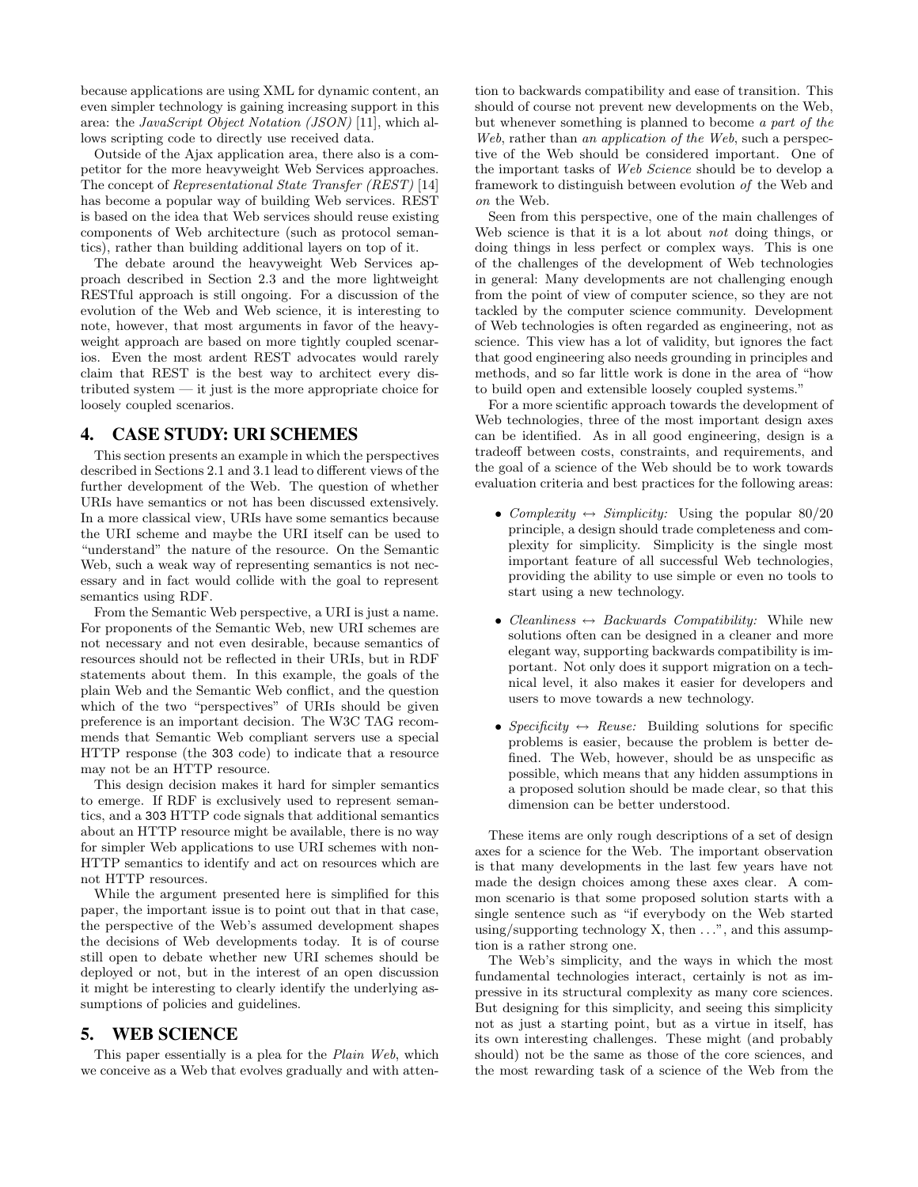because applications are using XML for dynamic content, an even simpler technology is gaining increasing support in this area: the *JavaScript Object Notation (JSON)* [11], which allows scripting code to directly use received data.

Outside of the Ajax application area, there also is a competitor for the more heavyweight Web Services approaches. The concept of *Representational State Transfer (REST)* [14] has become a popular way of building Web services. REST is based on the idea that Web services should reuse existing components of Web architecture (such as protocol semantics), rather than building additional layers on top of it.

The debate around the heavyweight Web Services approach described in Section 2.3 and the more lightweight RESTful approach is still ongoing. For a discussion of the evolution of the Web and Web science, it is interesting to note, however, that most arguments in favor of the heavyweight approach are based on more tightly coupled scenarios. Even the most ardent REST advocates would rarely claim that REST is the best way to architect every distributed system — it just is the more appropriate choice for loosely coupled scenarios.

# 4. CASE STUDY: URI SCHEMES

This section presents an example in which the perspectives described in Sections 2.1 and 3.1 lead to different views of the further development of the Web. The question of whether URIs have semantics or not has been discussed extensively. In a more classical view, URIs have some semantics because the URI scheme and maybe the URI itself can be used to "understand" the nature of the resource. On the Semantic Web, such a weak way of representing semantics is not necessary and in fact would collide with the goal to represent semantics using RDF.

From the Semantic Web perspective, a URI is just a name. For proponents of the Semantic Web, new URI schemes are not necessary and not even desirable, because semantics of resources should not be reflected in their URIs, but in RDF statements about them. In this example, the goals of the plain Web and the Semantic Web conflict, and the question which of the two "perspectives" of URIs should be given preference is an important decision. The W3C TAG recommends that Semantic Web compliant servers use a special HTTP response (the `303` code) to indicate that a resource may not be an HTTP resource.

This design decision makes it hard for simpler semantics to emerge. If RDF is exclusively used to represent semantics, and a `303` HTTP code signals that additional semantics about an HTTP resource might be available, there is no way for simpler Web applications to use URI schemes with non-HTTP semantics to identify and act on resources which are not HTTP resources.

While the argument presented here is simplified for this paper, the important issue is to point out that in that case, the perspective of the Web's assumed development shapes the decisions of Web developments today. It is of course still open to debate whether new URI schemes should be deployed or not, but in the interest of an open discussion it might be interesting to clearly identify the underlying assumptions of policies and guidelines.

# 5. WEB SCIENCE

This paper essentially is a plea for the *Plain Web*, which we conceive as a Web that evolves gradually and with attention to backwards compatibility and ease of transition. This should of course not prevent new developments on the Web, but whenever something is planned to become *a part of the Web*, rather than *an application of the Web*, such a perspective of the Web should be considered important. One of the important tasks of *Web Science* should be to develop a framework to distinguish between evolution *of* the Web and *on* the Web.

Seen from this perspective, one of the main challenges of Web science is that it is a lot about *not* doing things, or doing things in less perfect or complex ways. This is one of the challenges of the development of Web technologies in general: Many developments are not challenging enough from the point of view of computer science, so they are not tackled by the computer science community. Development of Web technologies is often regarded as engineering, not as science. This view has a lot of validity, but ignores the fact that good engineering also needs grounding in principles and methods, and so far little work is done in the area of "how to build open and extensible loosely coupled systems."

For a more scientific approach towards the development of Web technologies, three of the most important design axes can be identified. As in all good engineering, design is a tradeoff between costs, constraints, and requirements, and the goal of a science of the Web should be to work towards evaluation criteria and best practices for the following areas:

- *Complexity ↔ Simplicity:* Using the popular 80/20 principle, a design should trade completeness and complexity for simplicity. Simplicity is the single most important feature of all successful Web technologies, providing the ability to use simple or even no tools to start using a new technology.
- *Cleanliness ↔ Backwards Compatibility:* While new solutions often can be designed in a cleaner and more elegant way, supporting backwards compatibility is important. Not only does it support migration on a technical level, it also makes it easier for developers and users to move towards a new technology.
- *Specificity ↔ Reuse:* Building solutions for specific problems is easier, because the problem is better defined. The Web, however, should be as unspecific as possible, which means that any hidden assumptions in a proposed solution should be made clear, so that this dimension can be better understood.

These items are only rough descriptions of a set of design axes for a science for the Web. The important observation is that many developments in the last few years have not made the design choices among these axes clear. A common scenario is that some proposed solution starts with a single sentence such as "if everybody on the Web started using/supporting technology X, then ...", and this assumption is a rather strong one.

The Web's simplicity, and the ways in which the most fundamental technologies interact, certainly is not as impressive in its structural complexity as many core sciences. But designing for this simplicity, and seeing this simplicity not as just a starting point, but as a virtue in itself, has its own interesting challenges. These might (and probably should) not be the same as those of the core sciences, and the most rewarding task of a science of the Web from the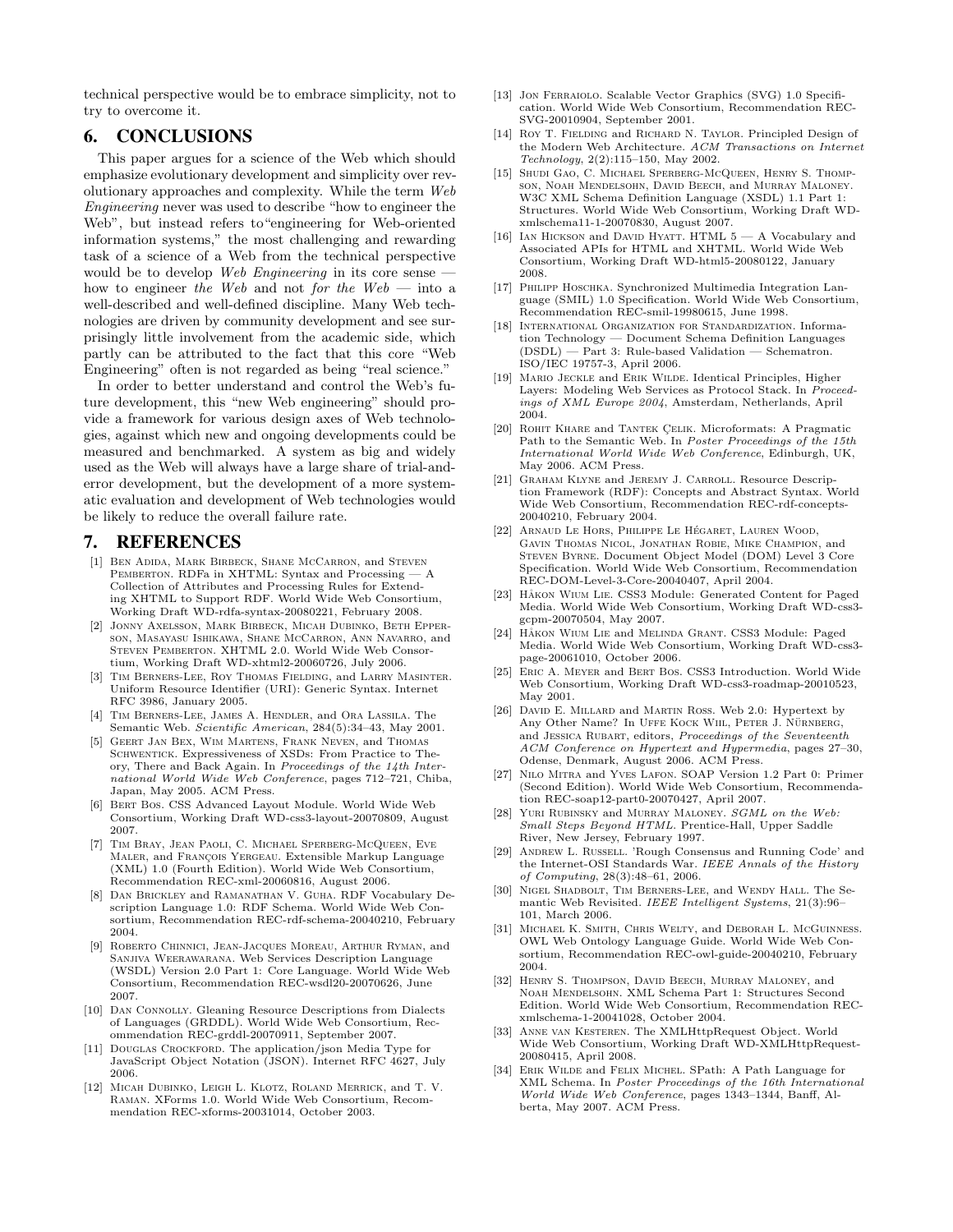technical perspective would be to embrace simplicity, not to try to overcome it.

## 6. CONCLUSIONS

This paper argues for a science of the Web which should emphasize evolutionary development and simplicity over revolutionary approaches and complexity. While the term *Web Engineering* never was used to describe "how to engineer the Web", but instead refers to"engineering for Web-oriented information systems," the most challenging and rewarding task of a science of a Web from the technical perspective would be to develop *Web Engineering* in its core sense — how to engineer *the Web* and not *for the Web* — into a well-described and well-defined discipline. Many Web technologies are driven by community development and see surprisingly little involvement from the academic side, which partly can be attributed to the fact that this core "Web Engineering" often is not regarded as being "real science."

In order to better understand and control the Web's future development, this "new Web engineering" should provide a framework for various design axes of Web technologies, against which new and ongoing developments could be measured and benchmarked. A system as big and widely used as the Web will always have a large share of trial-and-error development, but the development of a more systematic evaluation and development of Web technologies would be likely to reduce the overall failure rate.

## 7. REFERENCES

[1] Ben Adida, Mark Birbeck, Shane McCarron, and Steven Pemberton. RDFa in XHTML: Syntax and Processing — A Collection of Attributes and Processing Rules for Extending XHTML to Support RDF. World Wide Web Consortium, Working Draft WD-rdfa-syntax-20080221, February 2008.

[2] Jonny Axelsson, Mark Birbeck, Micah Dubinko, Beth Epperson, Masayasu Ishikawa, Shane McCarron, Ann Navarro, and Steven Pemberton. XHTML 2.0. World Wide Web Consortium, Working Draft WD-xhtml2-20060726, July 2006.

[3] Tim Berners-Lee, Roy Thomas Fielding, and Larry Masinter. Uniform Resource Identifier (URI): Generic Syntax. Internet RFC 3986, January 2005.

[4] Tim Berners-Lee, James A. Hendler, and Ora Lassila. The Semantic Web. *Scientific American*, 284(5):34–43, May 2001.

[5] Geert Jan Bex, Wim Martens, Frank Neven, and Thomas Schwentick. Expressiveness of XSDs: From Practice to Theory, There and Back Again. In *Proceedings of the 14th International World Wide Web Conference*, pages 712–721, Chiba, Japan, May 2005. ACM Press.

[6] Bert Bos. CSS Advanced Layout Module. World Wide Web Consortium, Working Draft WD-css3-layout-20070809, August 2007.

[7] Tim Bray, Jean Paoli, C. Michael Sperberg-McQueen, Eve Maler, and François Yergeau. Extensible Markup Language (XML) 1.0 (Fourth Edition). World Wide Web Consortium, Recommendation REC-xml-20060816, August 2006.

[8] Dan Brickley and Ramanathan V. Guha. RDF Vocabulary Description Language 1.0: RDF Schema. World Wide Web Consortium, Recommendation REC-rdf-schema-20040210, February 2004.

[9] Roberto Chinnici, Jean-Jacques Moreau, Arthur Ryman, and Sanjiva Weerawarana. Web Services Description Language (WSDL) Version 2.0 Part 1: Core Language. World Wide Web Consortium, Recommendation REC-wsdl20-20070626, June 2007.

[10] Dan Connolly. Gleaning Resource Descriptions from Dialects of Languages (GRDDL). World Wide Web Consortium, Recommendation REC-grddl-20070911, September 2007.

[11] Douglas Crockford. The application/json Media Type for JavaScript Object Notation (JSON). Internet RFC 4627, July 2006.

[12] Micah Dubinko, Leigh L. Klotz, Roland Merrick, and T. V. Raman. XForms 1.0. World Wide Web Consortium, Recommendation REC-xforms-20031014, October 2003.

[13] Jon Ferraiolo. Scalable Vector Graphics (SVG) 1.0 Specification. World Wide Web Consortium, Recommendation REC-SVG-20010904, September 2001.

[14] Roy T. Fielding and Richard N. Taylor. Principled Design of the Modern Web Architecture. *ACM Transactions on Internet Technology*, 2(2):115–150, May 2002.

[15] Shudi Gao, C. Michael Sperberg-McQueen, Henry S. Thompson, Noah Mendelsohn, David Beech, and Murray Maloney. W3C XML Schema Definition Language (XSDL) 1.1 Part 1: Structures. World Wide Web Consortium, Working Draft WD-xmlschema11-1-20070830, August 2007.

[16] Ian Hickson and David Hyatt. HTML 5 — A Vocabulary and Associated APIs for HTML and XHTML. World Wide Web Consortium, Working Draft WD-html5-20080122, January 2008.

[17] Philipp Hoschka. Synchronized Multimedia Integration Language (SMIL) 1.0 Specification. World Wide Web Consortium, Recommendation REC-smil-19980615, June 1998.

[18] International Organization for Standardization. Information Technology — Document Schema Definition Languages (DSDL) — Part 3: Rule-based Validation — Schematron. ISO/IEC 19757-3, April 2006.

[19] Mario Jeckle and Erik Wilde. Identical Principles, Higher Layers: Modeling Web Services as Protocol Stack. In *Proceedings of XML Europe 2004*, Amsterdam, Netherlands, April 2004.

[20] Rohit Khare and Tantek Çelik. Microformats: A Pragmatic Path to the Semantic Web. In *Poster Proceedings of the 15th International World Wide Web Conference*, Edinburgh, UK, May 2006. ACM Press.

[21] Graham Klyne and Jeremy J. Carroll. Resource Description Framework (RDF): Concepts and Abstract Syntax. World Wide Web Consortium, Recommendation REC-rdf-concepts-20040210, February 2004.

[22] Arnaud Le Hors, Philippe Le Hégaret, Lauren Wood, Gavin Thomas Nicol, Jonathan Robie, Mike Champion, and Steven Byrne. Document Object Model (DOM) Level 3 Core Specification. World Wide Web Consortium, Recommendation REC-DOM-Level-3-Core-20040407, April 2004.

[23] Håkon Wium Lie. CSS3 Module: Generated Content for Paged Media. World Wide Web Consortium, Working Draft WD-css3-gcpm-20070504, May 2007.

[24] Håkon Wium Lie and Melinda Grant. CSS3 Module: Paged Media. World Wide Web Consortium, Working Draft WD-css3-page-20061010, October 2006.

[25] Eric A. Meyer and Bert Bos. CSS3 Introduction. World Wide Web Consortium, Working Draft WD-css3-roadmap-20010523, May 2001.

[26] David E. Millard and Martin Ross. Web 2.0: Hypertext by Any Other Name? In Uffe Kock Wiil, Peter J. Nürnberg, and Jessica Rubart, editors, *Proceedings of the Seventeenth ACM Conference on Hypertext and Hypermedia*, pages 27–30, Odense, Denmark, August 2006. ACM Press.

[27] Nilo Mitra and Yves Lafon. SOAP Version 1.2 Part 0: Primer (Second Edition). World Wide Web Consortium, Recommendation REC-soap12-part0-20070427, April 2007.

[28] Yuri Rubinsky and Murray Maloney. *SGML on the Web: Small Steps Beyond HTML*. Prentice-Hall, Upper Saddle River, New Jersey, February 1997.

[29] Andrew L. Russell. 'Rough Consensus and Running Code' and the Internet-OSI Standards War. *IEEE Annals of the History of Computing*, 28(3):48–61, 2006.

[30] Nigel Shadbolt, Tim Berners-Lee, and Wendy Hall. The Semantic Web Revisited. *IEEE Intelligent Systems*, 21(3):96–101, March 2006.

[31] Michael K. Smith, Chris Welty, and Deborah L. McGuinness. OWL Web Ontology Language Guide. World Wide Web Consortium, Recommendation REC-owl-guide-20040210, February 2004.

[32] Henry S. Thompson, David Beech, Murray Maloney, and Noah Mendelsohn. XML Schema Part 1: Structures Second Edition. World Wide Web Consortium, Recommendation REC-xmlschema-1-20041028, October 2004.

[33] Anne van Kesteren. The XMLHttpRequest Object. World Wide Web Consortium, Working Draft WD-XMLHttpRequest-20080415, April 2008.

[34] Erik Wilde and Felix Michel. SPath: A Path Language for XML Schema. In *Poster Proceedings of the 16th International World Wide Web Conference*, pages 1343–1344, Banff, Alberta, May 2007. ACM Press.